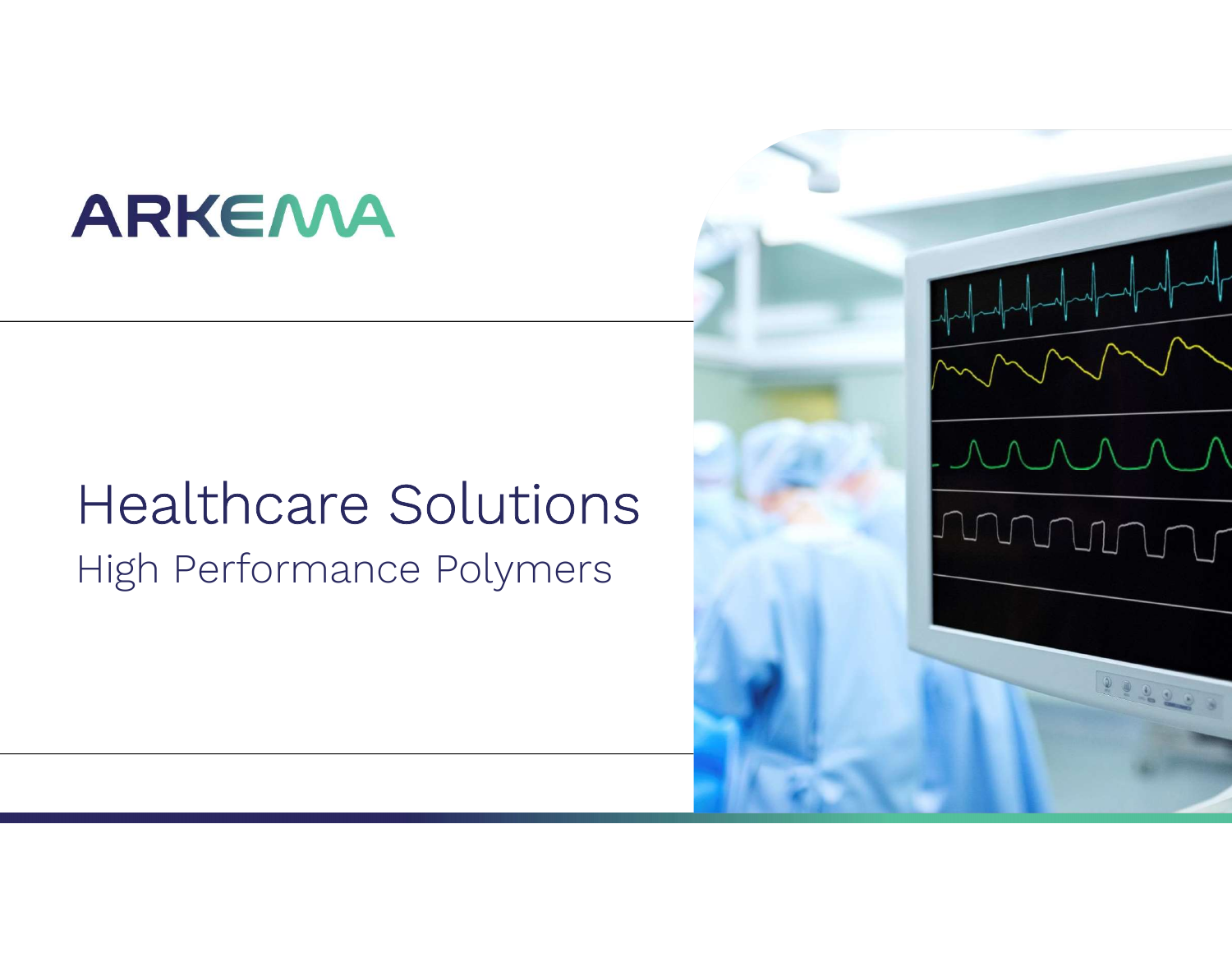ARKEMA

# Healthcare Solutions

## High Performance Polymers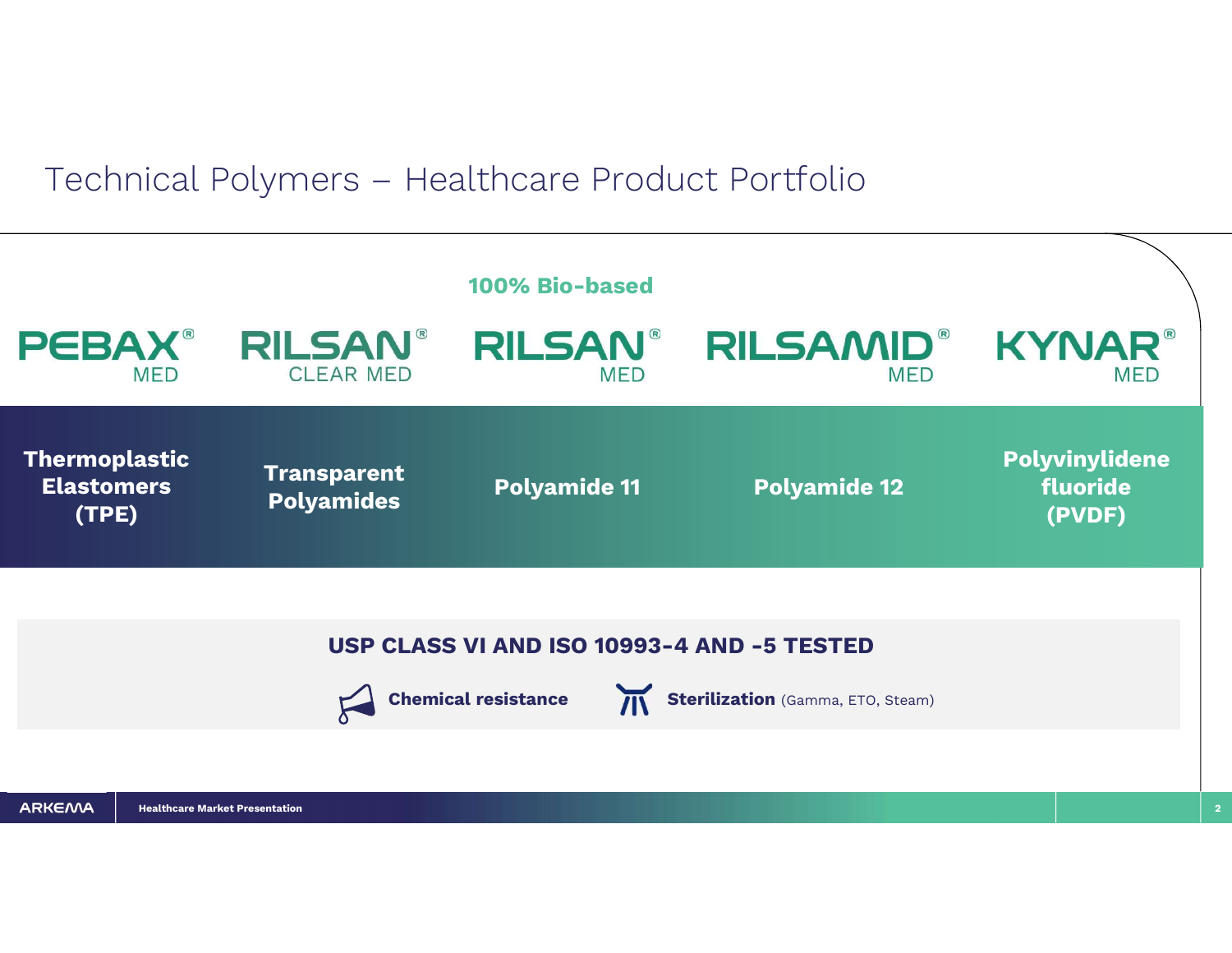# Technical Polymers – Healthcare Product Portfolio

**100% Bio-based**

| PEBAX® MED | RILSAN® CLEAR MED | RILSAN® MED | RILSAMID® MED | KYNAR® MED |
|---|---|---|---|---|
| **Thermoplastic Elastomers (TPE)** | **Transparent Polyamides** | **Polyamide 11** | **Polyamide 12** | **Polyvinylidene fluoride (PVDF)** |

**USP CLASS VI AND ISO 10993-4 AND -5 TESTED**

- **Chemical resistance**
- **Sterilization** (Gamma, ETO, Steam)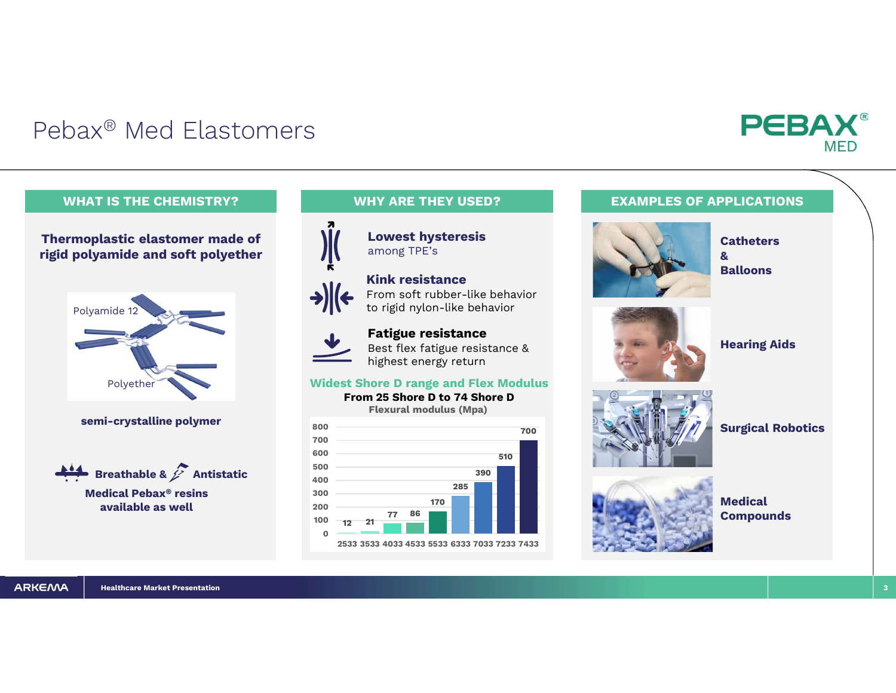# Pebax® Med Elastomers

PEBAX® MED

## WHAT IS THE CHEMISTRY?

**Thermoplastic elastomer made of rigid polyamide and soft polyether**

Polyamide 12

Polyether

**semi-crystalline polymer**

**Breathable & Antistatic Medical Pebax® resins available as well**

## WHY ARE THEY USED?

**Lowest hysteresis**
among TPE's

**Kink resistance**
From soft rubber-like behavior to rigid nylon-like behavior

**Fatigue resistance**
Best flex fatigue resistance & highest energy return

**Widest Shore D range and Flex Modulus**
**From 25 Shore D to 74 Shore D**

**Flexural modulus (Mpa)**

| Grade | Flexural modulus (Mpa) |
|---|---|
| 2533 | 12 |
| 3533 | 21 |
| 4033 | 77 |
| 4533 | 86 |
| 5533 | 170 |
| 6333 | 285 |
| 7033 | 390 |
| 7233 | 510 |
| 7433 | 700 |

## EXAMPLES OF APPLICATIONS

- **Catheters & Balloons**
- **Hearing Aids**
- **Surgical Robotics**
- **Medical Compounds**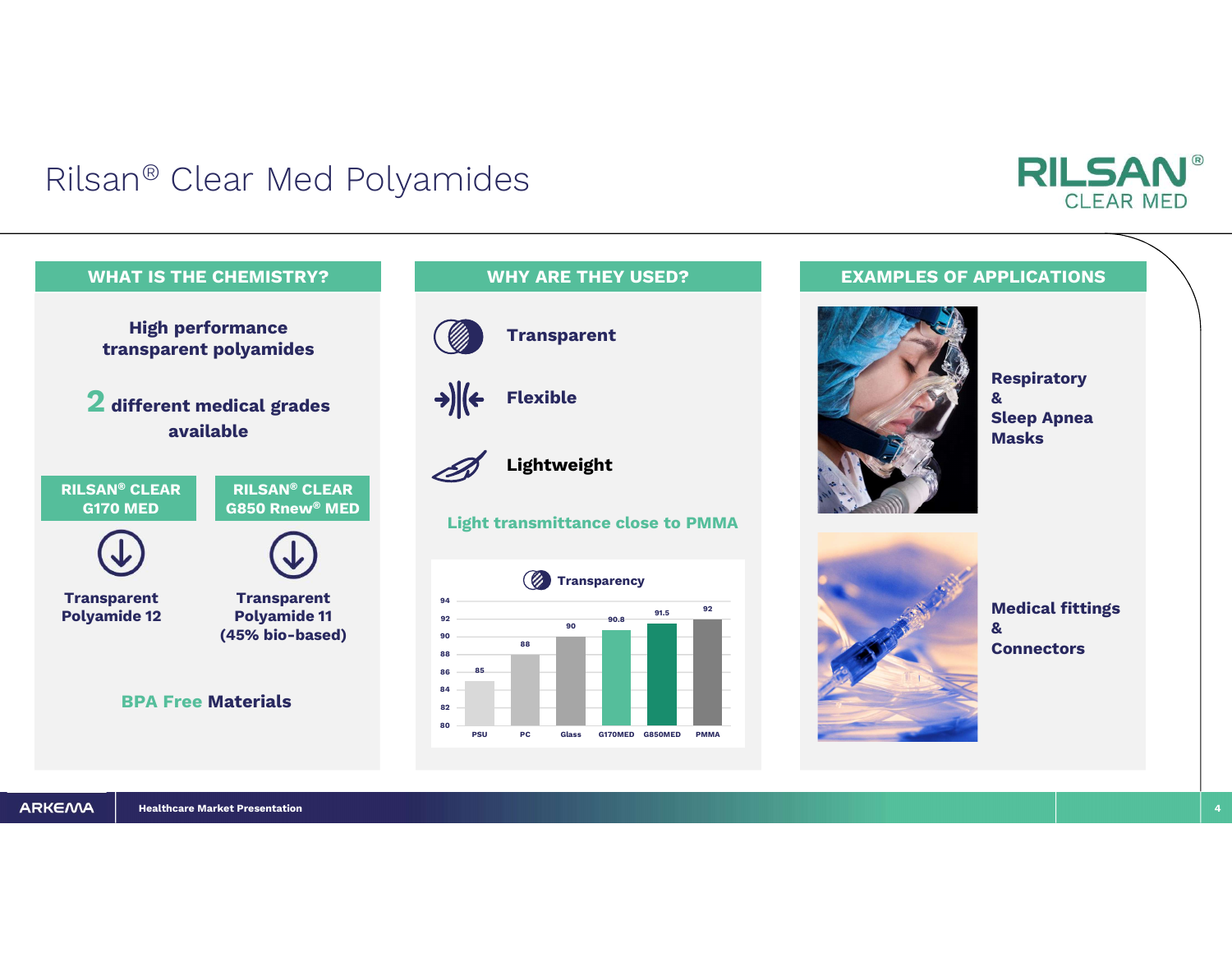# Rilsan® Clear Med Polyamides

RILSAN® CLEAR MED

## WHAT IS THE CHEMISTRY?

**High performance transparent polyamides**

**2 different medical grades available**

| RILSAN® CLEAR G170 MED | RILSAN® CLEAR G850 Rnew® MED |
|---|---|
| Transparent Polyamide 12 | Transparent Polyamide 11 (45% bio-based) |

**BPA Free Materials**

## WHY ARE THEY USED?

- **Transparent**
- **Flexible**
- **Lightweight**

**Light transmittance close to PMMA**

**Transparency**

| Material | Transparency |
|---|---|
| PSU | 85 |
| PC | 88 |
| Glass | 90 |
| G170MED | 90.8 |
| G850MED | 91.5 |
| PMMA | 92 |

## EXAMPLES OF APPLICATIONS

- **Respiratory & Sleep Apnea Masks**
- **Medical fittings & Connectors**

Healthcare Market Presentation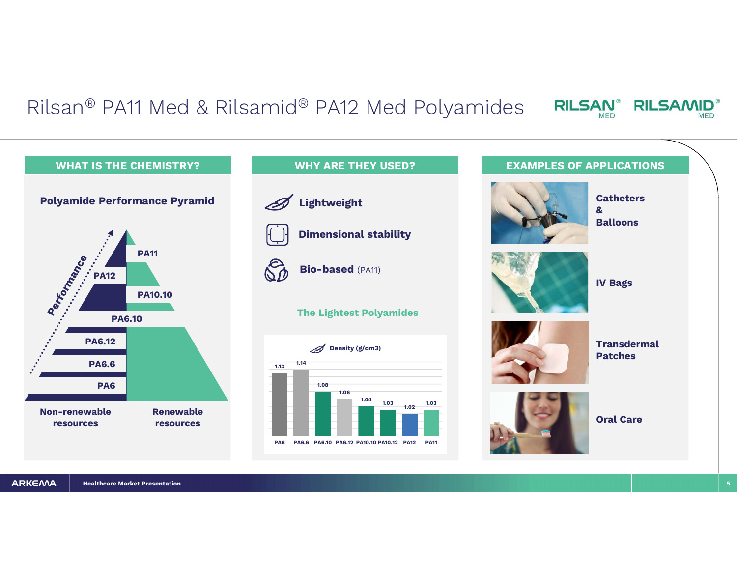# Rilsan® PA11 Med & Rilsamid® PA12 Med Polyamides

RILSAN® MED RILSAMID® MED

## WHAT IS THE CHEMISTRY?

**Polyamide Performance Pyramid**

Performance

- PA11
- PA12
- PA10.10
- PA6.10
- PA6.12
- PA6.6
- PA6

**Non-renewable resources** | **Renewable resources**

## WHY ARE THEY USED?

- **Lightweight**
- **Dimensional stability**
- **Bio-based** (PA11)

**The Lightest Polyamides**

Density (g/cm3)

| PA6 | PA6.6 | PA6.10 | PA6.12 | PA10.10 | PA10.12 | PA12 | PA11 |
|---|---|---|---|---|---|---|---|
| 1.13 | 1.14 | 1.08 | 1.06 | 1.04 | 1.03 | 1.02 | 1.03 |

## EXAMPLES OF APPLICATIONS

- **Catheters & Balloons**
- **IV Bags**
- **Transdermal Patches**
- **Oral Care**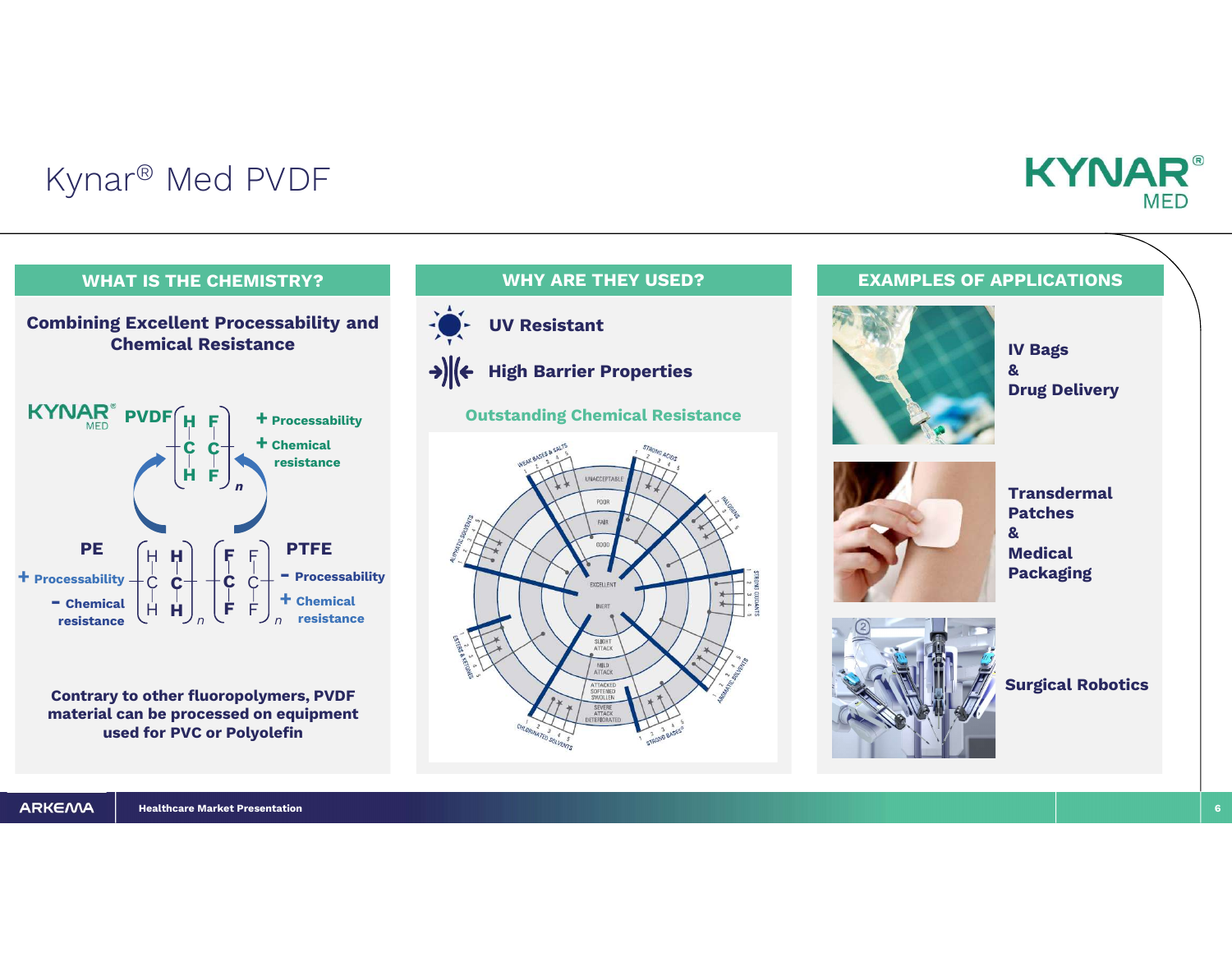# Kynar® Med PVDF

## WHAT IS THE CHEMISTRY?

**Combining Excellent Processability and Chemical Resistance**

KYNAR® MED **PVDF**

- \+ Processability
- \+ Chemical resistance

**PE**

- \+ Processability
- − Chemical resistance

**PTFE**

- − Processability
- \+ Chemical resistance

**Contrary to other fluoropolymers, PVDF material can be processed on equipment used for PVC or Polyolefin**

## WHY ARE THEY USED?

**UV Resistant**

**High Barrier Properties**

**Outstanding Chemical Resistance**

## EXAMPLES OF APPLICATIONS

**IV Bags & Drug Delivery**

**Transdermal Patches & Medical Packaging**

**Surgical Robotics**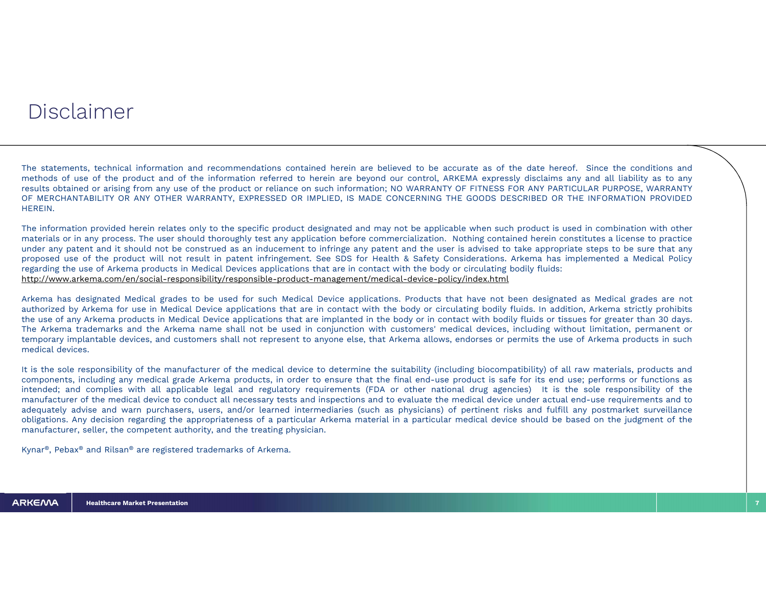# Disclaimer

The statements, technical information and recommendations contained herein are believed to be accurate as of the date hereof. Since the conditions and methods of use of the product and of the information referred to herein are beyond our control, ARKEMA expressly disclaims any and all liability as to any results obtained or arising from any use of the product or reliance on such information; NO WARRANTY OF FITNESS FOR ANY PARTICULAR PURPOSE, WARRANTY OF MERCHANTABILITY OR ANY OTHER WARRANTY, EXPRESSED OR IMPLIED, IS MADE CONCERNING THE GOODS DESCRIBED OR THE INFORMATION PROVIDED HEREIN.

The information provided herein relates only to the specific product designated and may not be applicable when such product is used in combination with other materials or in any process. The user should thoroughly test any application before commercialization. Nothing contained herein constitutes a license to practice under any patent and it should not be construed as an inducement to infringe any patent and the user is advised to take appropriate steps to be sure that any proposed use of the product will not result in patent infringement. See SDS for Health & Safety Considerations. Arkema has implemented a Medical Policy regarding the use of Arkema products in Medical Devices applications that are in contact with the body or circulating bodily fluids:
http://www.arkema.com/en/social-responsibility/responsible-product-management/medical-device-policy/index.html

Arkema has designated Medical grades to be used for such Medical Device applications. Products that have not been designated as Medical grades are not authorized by Arkema for use in Medical Device applications that are in contact with the body or circulating bodily fluids. In addition, Arkema strictly prohibits the use of any Arkema products in Medical Device applications that are implanted in the body or in contact with bodily fluids or tissues for greater than 30 days. The Arkema trademarks and the Arkema name shall not be used in conjunction with customers' medical devices, including without limitation, permanent or temporary implantable devices, and customers shall not represent to anyone else, that Arkema allows, endorses or permits the use of Arkema products in such medical devices.

It is the sole responsibility of the manufacturer of the medical device to determine the suitability (including biocompatibility) of all raw materials, products and components, including any medical grade Arkema products, in order to ensure that the final end-use product is safe for its end use; performs or functions as intended; and complies with all applicable legal and regulatory requirements (FDA or other national drug agencies) It is the sole responsibility of the manufacturer of the medical device to conduct all necessary tests and inspections and to evaluate the medical device under actual end-use requirements and to adequately advise and warn purchasers, users, and/or learned intermediaries (such as physicians) of pertinent risks and fulfill any postmarket surveillance obligations. Any decision regarding the appropriateness of a particular Arkema material in a particular medical device should be based on the judgment of the manufacturer, seller, the competent authority, and the treating physician.

Kynar®, Pebax® and Rilsan® are registered trademarks of Arkema.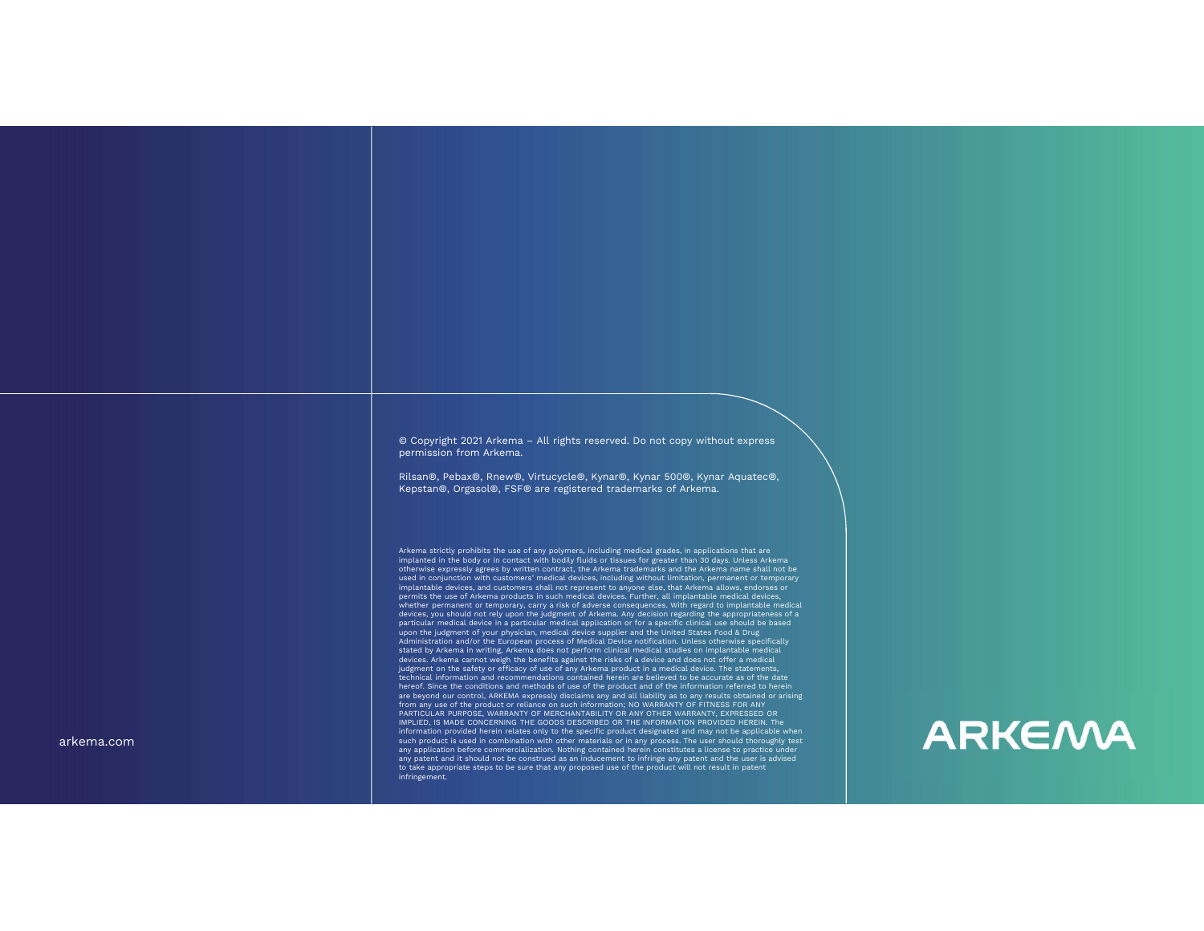© Copyright 2021 Arkema – All rights reserved. Do not copy without express permission from Arkema.

Rilsan®, Pebax®, Rnew®, Virtucycle®, Kynar®, Kynar 500®, Kynar Aquatec®, Kepstan®, Orgasol®, FSF® are registered trademarks of Arkema.

Arkema strictly prohibits the use of any polymers, including medical grades, in applications that are implanted in the body or in contact with bodily fluids or tissues for greater than 30 days. Unless Arkema otherwise expressly agrees by written contract, the Arkema trademarks and the Arkema name shall not be used in conjunction with customers' medical devices, including without limitation, permanent or temporary implantable devices, and customers shall not represent to anyone else, that Arkema allows, endorses or permits the use of Arkema products in such medical devices. Further, all implantable medical devices, whether permanent or temporary, carry a risk of adverse consequences. With regard to implantable medical devices, you should not rely upon the judgment of Arkema. Any decision regarding the appropriateness of a particular medical device in a particular medical application or for a specific clinical use should be based upon the judgment of your physician, medical device supplier and the United States Food & Drug Administration and/or the European process of Medical Device notification. Unless otherwise specifically stated by Arkema in writing, Arkema does not perform clinical medical studies on implantable medical devices. Arkema cannot weigh the benefits against the risks of a device and does not offer a medical judgment on the safety or efficacy of use of any Arkema product in a medical device. The statements, technical information and recommendations contained herein are believed to be accurate as of the date hereof. Since the conditions and methods of use of the product and of the information referred to herein are beyond our control, ARKEMA expressly disclaims any and all liability as to any results obtained or arising from any use of the product or reliance on such information; NO WARRANTY OF FITNESS FOR ANY PARTICULAR PURPOSE, WARRANTY OF MERCHANTABILITY OR ANY OTHER WARRANTY, EXPRESSED OR IMPLIED, IS MADE CONCERNING THE GOODS DESCRIBED OR THE INFORMATION PROVIDED HEREIN. The information provided herein relates only to the specific product designated and may not be applicable when such product is used in combination with other materials or in any process. The user should thoroughly test any application before commercialization. Nothing contained herein constitutes a license to practice under any patent and it should not be construed as an inducement to infringe any patent and the user is advised to take appropriate steps to be sure that any proposed use of the product will not result in patent infringement.

arkema.com

ARKEMA